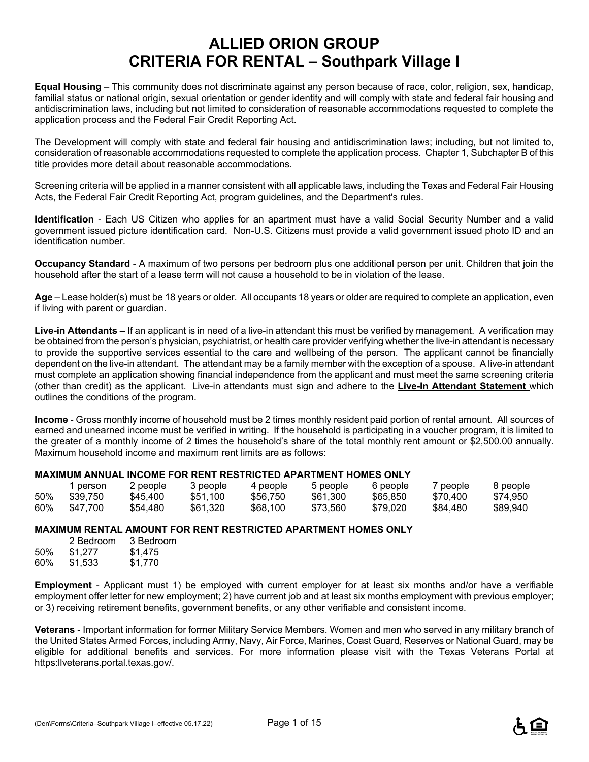# ALLIED ORION GROUP
# CRITERIA FOR RENTAL – Southpark Village I

**Equal Housing** – This community does not discriminate against any person because of race, color, religion, sex, handicap, familial status or national origin, sexual orientation or gender identity and will comply with state and federal fair housing and antidiscrimination laws, including but not limited to consideration of reasonable accommodations requested to complete the application process and the Federal Fair Credit Reporting Act.

The Development will comply with state and federal fair housing and antidiscrimination laws; including, but not limited to, consideration of reasonable accommodations requested to complete the application process. Chapter 1, Subchapter B of this title provides more detail about reasonable accommodations.

Screening criteria will be applied in a manner consistent with all applicable laws, including the Texas and Federal Fair Housing Acts, the Federal Fair Credit Reporting Act, program guidelines, and the Department's rules.

**Identification** - Each US Citizen who applies for an apartment must have a valid Social Security Number and a valid government issued picture identification card. Non-U.S. Citizens must provide a valid government issued photo ID and an identification number.

**Occupancy Standard** - A maximum of two persons per bedroom plus one additional person per unit. Children that join the household after the start of a lease term will not cause a household to be in violation of the lease.

**Age** – Lease holder(s) must be 18 years or older. All occupants 18 years or older are required to complete an application, even if living with parent or guardian.

**Live-in Attendants –** If an applicant is in need of a live-in attendant this must be verified by management. A verification may be obtained from the person's physician, psychiatrist, or health care provider verifying whether the live-in attendant is necessary to provide the supportive services essential to the care and wellbeing of the person. The applicant cannot be financially dependent on the live-in attendant. The attendant may be a family member with the exception of a spouse. A live-in attendant must complete an application showing financial independence from the applicant and must meet the same screening criteria (other than credit) as the applicant. Live-in attendants must sign and adhere to the **Live-In Attendant Statement** which outlines the conditions of the program.

**Income** - Gross monthly income of household must be 2 times monthly resident paid portion of rental amount. All sources of earned and unearned income must be verified in writing. If the household is participating in a voucher program, it is limited to the greater of a monthly income of 2 times the household's share of the total monthly rent amount or $2,500.00 annually. Maximum household income and maximum rent limits are as follows:

**MAXIMUM ANNUAL INCOME FOR RENT RESTRICTED APARTMENT HOMES ONLY**

| | 1 person | 2 people | 3 people | 4 people | 5 people | 6 people | 7 people | 8 people |
|---|---|---|---|---|---|---|---|---|
| 50% | $39,750 | $45,400 | $51,100 | $56,750 | $61,300 | $65,850 | $70,400 | $74,950 |
| 60% | $47,700 | $54,480 | $61,320 | $68,100 | $73,560 | $79,020 | $84,480 | $89,940 |

**MAXIMUM RENTAL AMOUNT FOR RENT RESTRICTED APARTMENT HOMES ONLY**

| | 2 Bedroom | 3 Bedroom |
|---|---|---|
| 50% | $1,277 | $1,475 |
| 60% | $1,533 | $1,770 |

**Employment** - Applicant must 1) be employed with current employer for at least six months and/or have a verifiable employment offer letter for new employment; 2) have current job and at least six months employment with previous employer; or 3) receiving retirement benefits, government benefits, or any other verifiable and consistent income.

**Veterans** - Important information for former Military Service Members. Women and men who served in any military branch of the United States Armed Forces, including Army, Navy, Air Force, Marines, Coast Guard, Reserves or National Guard, may be eligible for additional benefits and services. For more information please visit with the Texas Veterans Portal at https:llveterans.portal.texas.gov/.

(Den\Forms\Criteria–Southpark Village I–effective 05.17.22)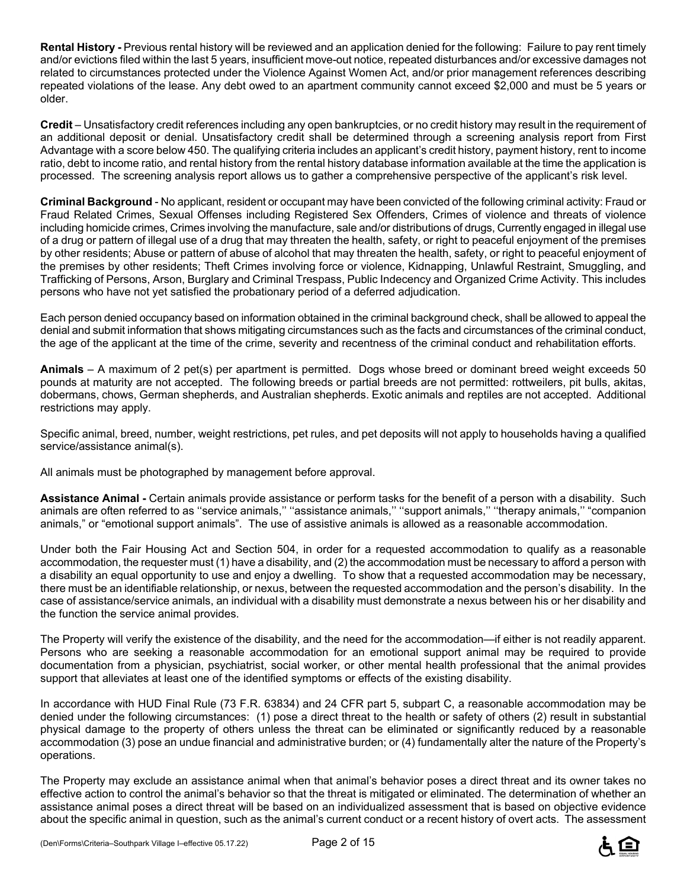**Rental History -** Previous rental history will be reviewed and an application denied for the following: Failure to pay rent timely and/or evictions filed within the last 5 years, insufficient move-out notice, repeated disturbances and/or excessive damages not related to circumstances protected under the Violence Against Women Act, and/or prior management references describing repeated violations of the lease. Any debt owed to an apartment community cannot exceed $2,000 and must be 5 years or older.

**Credit** – Unsatisfactory credit references including any open bankruptcies, or no credit history may result in the requirement of an additional deposit or denial. Unsatisfactory credit shall be determined through a screening analysis report from First Advantage with a score below 450. The qualifying criteria includes an applicant's credit history, payment history, rent to income ratio, debt to income ratio, and rental history from the rental history database information available at the time the application is processed. The screening analysis report allows us to gather a comprehensive perspective of the applicant's risk level.

**Criminal Background** - No applicant, resident or occupant may have been convicted of the following criminal activity: Fraud or Fraud Related Crimes, Sexual Offenses including Registered Sex Offenders, Crimes of violence and threats of violence including homicide crimes, Crimes involving the manufacture, sale and/or distributions of drugs, Currently engaged in illegal use of a drug or pattern of illegal use of a drug that may threaten the health, safety, or right to peaceful enjoyment of the premises by other residents; Abuse or pattern of abuse of alcohol that may threaten the health, safety, or right to peaceful enjoyment of the premises by other residents; Theft Crimes involving force or violence, Kidnapping, Unlawful Restraint, Smuggling, and Trafficking of Persons, Arson, Burglary and Criminal Trespass, Public Indecency and Organized Crime Activity. This includes persons who have not yet satisfied the probationary period of a deferred adjudication.

Each person denied occupancy based on information obtained in the criminal background check, shall be allowed to appeal the denial and submit information that shows mitigating circumstances such as the facts and circumstances of the criminal conduct, the age of the applicant at the time of the crime, severity and recentness of the criminal conduct and rehabilitation efforts.

**Animals** – A maximum of 2 pet(s) per apartment is permitted. Dogs whose breed or dominant breed weight exceeds 50 pounds at maturity are not accepted. The following breeds or partial breeds are not permitted: rottweilers, pit bulls, akitas, dobermans, chows, German shepherds, and Australian shepherds. Exotic animals and reptiles are not accepted. Additional restrictions may apply.

Specific animal, breed, number, weight restrictions, pet rules, and pet deposits will not apply to households having a qualified service/assistance animal(s).

All animals must be photographed by management before approval.

**Assistance Animal -** Certain animals provide assistance or perform tasks for the benefit of a person with a disability. Such animals are often referred to as ''service animals,'' ''assistance animals,'' ''support animals,'' ''therapy animals,'' "companion animals," or "emotional support animals". The use of assistive animals is allowed as a reasonable accommodation.

Under both the Fair Housing Act and Section 504, in order for a requested accommodation to qualify as a reasonable accommodation, the requester must (1) have a disability, and (2) the accommodation must be necessary to afford a person with a disability an equal opportunity to use and enjoy a dwelling. To show that a requested accommodation may be necessary, there must be an identifiable relationship, or nexus, between the requested accommodation and the person's disability. In the case of assistance/service animals, an individual with a disability must demonstrate a nexus between his or her disability and the function the service animal provides.

The Property will verify the existence of the disability, and the need for the accommodation—if either is not readily apparent. Persons who are seeking a reasonable accommodation for an emotional support animal may be required to provide documentation from a physician, psychiatrist, social worker, or other mental health professional that the animal provides support that alleviates at least one of the identified symptoms or effects of the existing disability.

In accordance with HUD Final Rule (73 F.R. 63834) and 24 CFR part 5, subpart C, a reasonable accommodation may be denied under the following circumstances: (1) pose a direct threat to the health or safety of others (2) result in substantial physical damage to the property of others unless the threat can be eliminated or significantly reduced by a reasonable accommodation (3) pose an undue financial and administrative burden; or (4) fundamentally alter the nature of the Property's operations.

The Property may exclude an assistance animal when that animal's behavior poses a direct threat and its owner takes no effective action to control the animal's behavior so that the threat is mitigated or eliminated. The determination of whether an assistance animal poses a direct threat will be based on an individualized assessment that is based on objective evidence about the specific animal in question, such as the animal's current conduct or a recent history of overt acts. The assessment

(Den\Forms\Criteria–Southpark Village I–effective 05.17.22)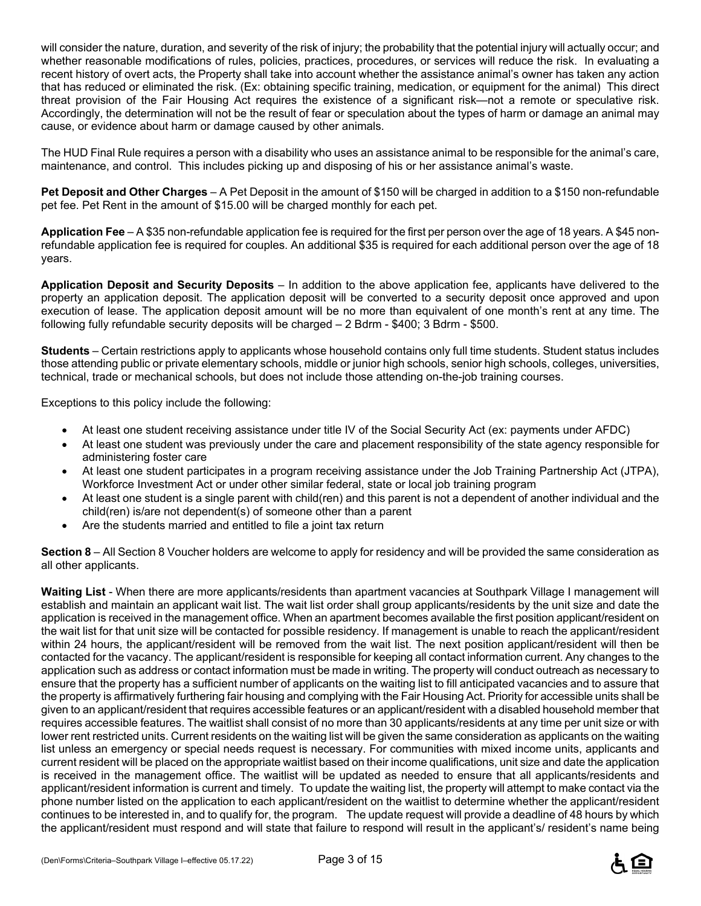will consider the nature, duration, and severity of the risk of injury; the probability that the potential injury will actually occur; and whether reasonable modifications of rules, policies, practices, procedures, or services will reduce the risk. In evaluating a recent history of overt acts, the Property shall take into account whether the assistance animal's owner has taken any action that has reduced or eliminated the risk. (Ex: obtaining specific training, medication, or equipment for the animal) This direct threat provision of the Fair Housing Act requires the existence of a significant risk—not a remote or speculative risk. Accordingly, the determination will not be the result of fear or speculation about the types of harm or damage an animal may cause, or evidence about harm or damage caused by other animals.

The HUD Final Rule requires a person with a disability who uses an assistance animal to be responsible for the animal's care, maintenance, and control. This includes picking up and disposing of his or her assistance animal's waste.

**Pet Deposit and Other Charges** – A Pet Deposit in the amount of $150 will be charged in addition to a $150 non-refundable pet fee. Pet Rent in the amount of $15.00 will be charged monthly for each pet.

**Application Fee** – A $35 non-refundable application fee is required for the first per person over the age of 18 years. A $45 non-refundable application fee is required for couples. An additional $35 is required for each additional person over the age of 18 years.

**Application Deposit and Security Deposits** – In addition to the above application fee, applicants have delivered to the property an application deposit. The application deposit will be converted to a security deposit once approved and upon execution of lease. The application deposit amount will be no more than equivalent of one month's rent at any time. The following fully refundable security deposits will be charged – 2 Bdrm - $400; 3 Bdrm - $500.

**Students** – Certain restrictions apply to applicants whose household contains only full time students. Student status includes those attending public or private elementary schools, middle or junior high schools, senior high schools, colleges, universities, technical, trade or mechanical schools, but does not include those attending on-the-job training courses.

Exceptions to this policy include the following:

- At least one student receiving assistance under title IV of the Social Security Act (ex: payments under AFDC)
- At least one student was previously under the care and placement responsibility of the state agency responsible for administering foster care
- At least one student participates in a program receiving assistance under the Job Training Partnership Act (JTPA), Workforce Investment Act or under other similar federal, state or local job training program
- At least one student is a single parent with child(ren) and this parent is not a dependent of another individual and the child(ren) is/are not dependent(s) of someone other than a parent
- Are the students married and entitled to file a joint tax return

**Section 8** – All Section 8 Voucher holders are welcome to apply for residency and will be provided the same consideration as all other applicants.

**Waiting List** - When there are more applicants/residents than apartment vacancies at Southpark Village I management will establish and maintain an applicant wait list. The wait list order shall group applicants/residents by the unit size and date the application is received in the management office. When an apartment becomes available the first position applicant/resident on the wait list for that unit size will be contacted for possible residency. If management is unable to reach the applicant/resident within 24 hours, the applicant/resident will be removed from the wait list. The next position applicant/resident will then be contacted for the vacancy. The applicant/resident is responsible for keeping all contact information current. Any changes to the application such as address or contact information must be made in writing. The property will conduct outreach as necessary to ensure that the property has a sufficient number of applicants on the waiting list to fill anticipated vacancies and to assure that the property is affirmatively furthering fair housing and complying with the Fair Housing Act. Priority for accessible units shall be given to an applicant/resident that requires accessible features or an applicant/resident with a disabled household member that requires accessible features. The waitlist shall consist of no more than 30 applicants/residents at any time per unit size or with lower rent restricted units. Current residents on the waiting list will be given the same consideration as applicants on the waiting list unless an emergency or special needs request is necessary. For communities with mixed income units, applicants and current resident will be placed on the appropriate waitlist based on their income qualifications, unit size and date the application is received in the management office. The waitlist will be updated as needed to ensure that all applicants/residents and applicant/resident information is current and timely. To update the waiting list, the property will attempt to make contact via the phone number listed on the application to each applicant/resident on the waitlist to determine whether the applicant/resident continues to be interested in, and to qualify for, the program. The update request will provide a deadline of 48 hours by which the applicant/resident must respond and will state that failure to respond will result in the applicant's/ resident's name being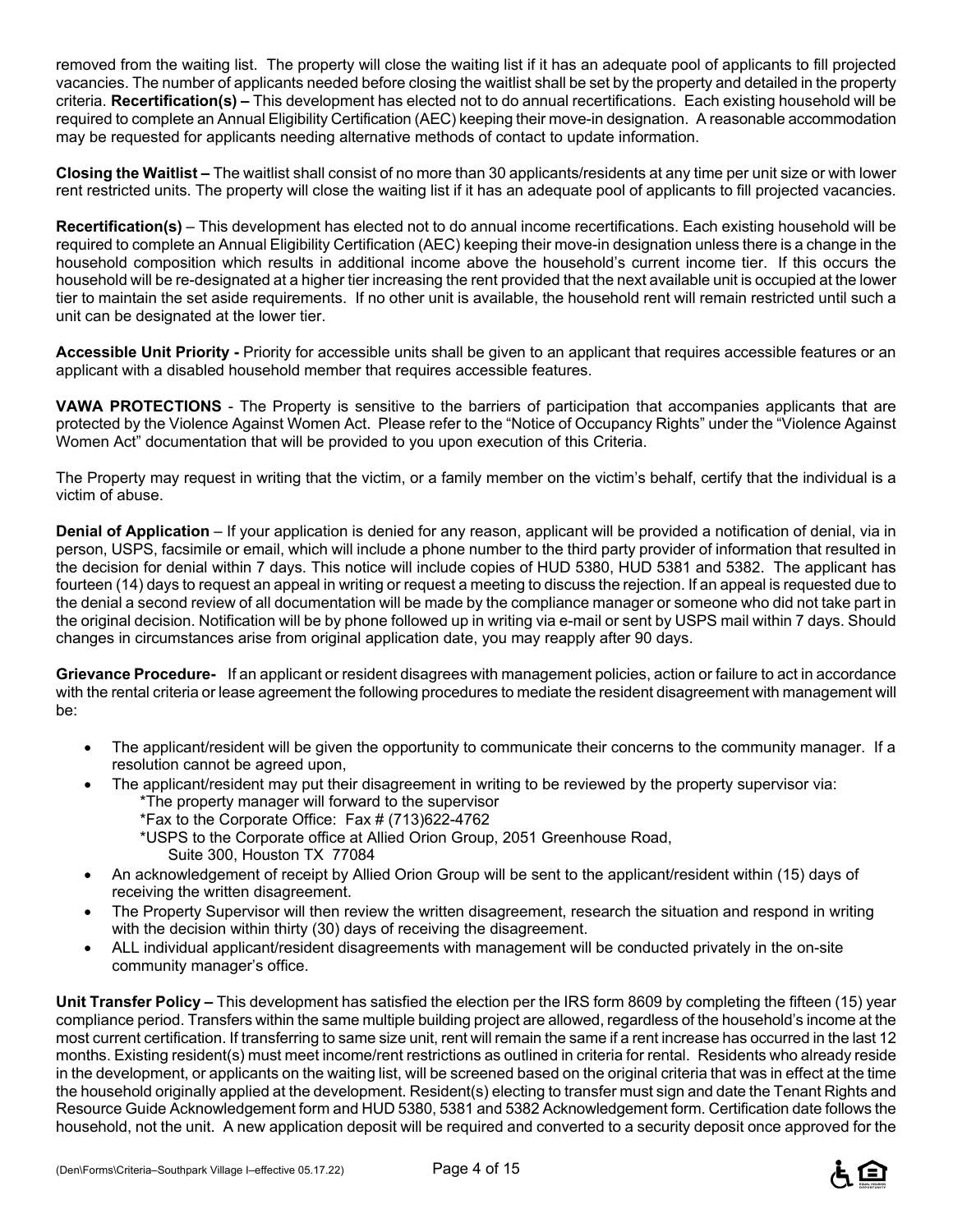removed from the waiting list. The property will close the waiting list if it has an adequate pool of applicants to fill projected vacancies. The number of applicants needed before closing the waitlist shall be set by the property and detailed in the property criteria. **Recertification(s) –** This development has elected not to do annual recertifications. Each existing household will be required to complete an Annual Eligibility Certification (AEC) keeping their move-in designation. A reasonable accommodation may be requested for applicants needing alternative methods of contact to update information.

**Closing the Waitlist –** The waitlist shall consist of no more than 30 applicants/residents at any time per unit size or with lower rent restricted units. The property will close the waiting list if it has an adequate pool of applicants to fill projected vacancies.

**Recertification(s)** – This development has elected not to do annual income recertifications. Each existing household will be required to complete an Annual Eligibility Certification (AEC) keeping their move-in designation unless there is a change in the household composition which results in additional income above the household's current income tier. If this occurs the household will be re-designated at a higher tier increasing the rent provided that the next available unit is occupied at the lower tier to maintain the set aside requirements. If no other unit is available, the household rent will remain restricted until such a unit can be designated at the lower tier.

**Accessible Unit Priority -** Priority for accessible units shall be given to an applicant that requires accessible features or an applicant with a disabled household member that requires accessible features.

**VAWA PROTECTIONS** - The Property is sensitive to the barriers of participation that accompanies applicants that are protected by the Violence Against Women Act. Please refer to the "Notice of Occupancy Rights" under the "Violence Against Women Act" documentation that will be provided to you upon execution of this Criteria.

The Property may request in writing that the victim, or a family member on the victim's behalf, certify that the individual is a victim of abuse.

**Denial of Application** – If your application is denied for any reason, applicant will be provided a notification of denial, via in person, USPS, facsimile or email, which will include a phone number to the third party provider of information that resulted in the decision for denial within 7 days. This notice will include copies of HUD 5380, HUD 5381 and 5382. The applicant has fourteen (14) days to request an appeal in writing or request a meeting to discuss the rejection. If an appeal is requested due to the denial a second review of all documentation will be made by the compliance manager or someone who did not take part in the original decision. Notification will be by phone followed up in writing via e-mail or sent by USPS mail within 7 days. Should changes in circumstances arise from original application date, you may reapply after 90 days.

**Grievance Procedure-** If an applicant or resident disagrees with management policies, action or failure to act in accordance with the rental criteria or lease agreement the following procedures to mediate the resident disagreement with management will be:

- The applicant/resident will be given the opportunity to communicate their concerns to the community manager. If a resolution cannot be agreed upon,
- The applicant/resident may put their disagreement in writing to be reviewed by the property supervisor via:
  - *The property manager will forward to the supervisor
  - *Fax to the Corporate Office: Fax # (713)622-4762
  - *USPS to the Corporate office at Allied Orion Group, 2051 Greenhouse Road, Suite 300, Houston TX 77084
- An acknowledgement of receipt by Allied Orion Group will be sent to the applicant/resident within (15) days of receiving the written disagreement.
- The Property Supervisor will then review the written disagreement, research the situation and respond in writing with the decision within thirty (30) days of receiving the disagreement.
- ALL individual applicant/resident disagreements with management will be conducted privately in the on-site community manager's office.

**Unit Transfer Policy –** This development has satisfied the election per the IRS form 8609 by completing the fifteen (15) year compliance period. Transfers within the same multiple building project are allowed, regardless of the household's income at the most current certification. If transferring to same size unit, rent will remain the same if a rent increase has occurred in the last 12 months. Existing resident(s) must meet income/rent restrictions as outlined in criteria for rental. Residents who already reside in the development, or applicants on the waiting list, will be screened based on the original criteria that was in effect at the time the household originally applied at the development. Resident(s) electing to transfer must sign and date the Tenant Rights and Resource Guide Acknowledgement form and HUD 5380, 5381 and 5382 Acknowledgement form. Certification date follows the household, not the unit. A new application deposit will be required and converted to a security deposit once approved for the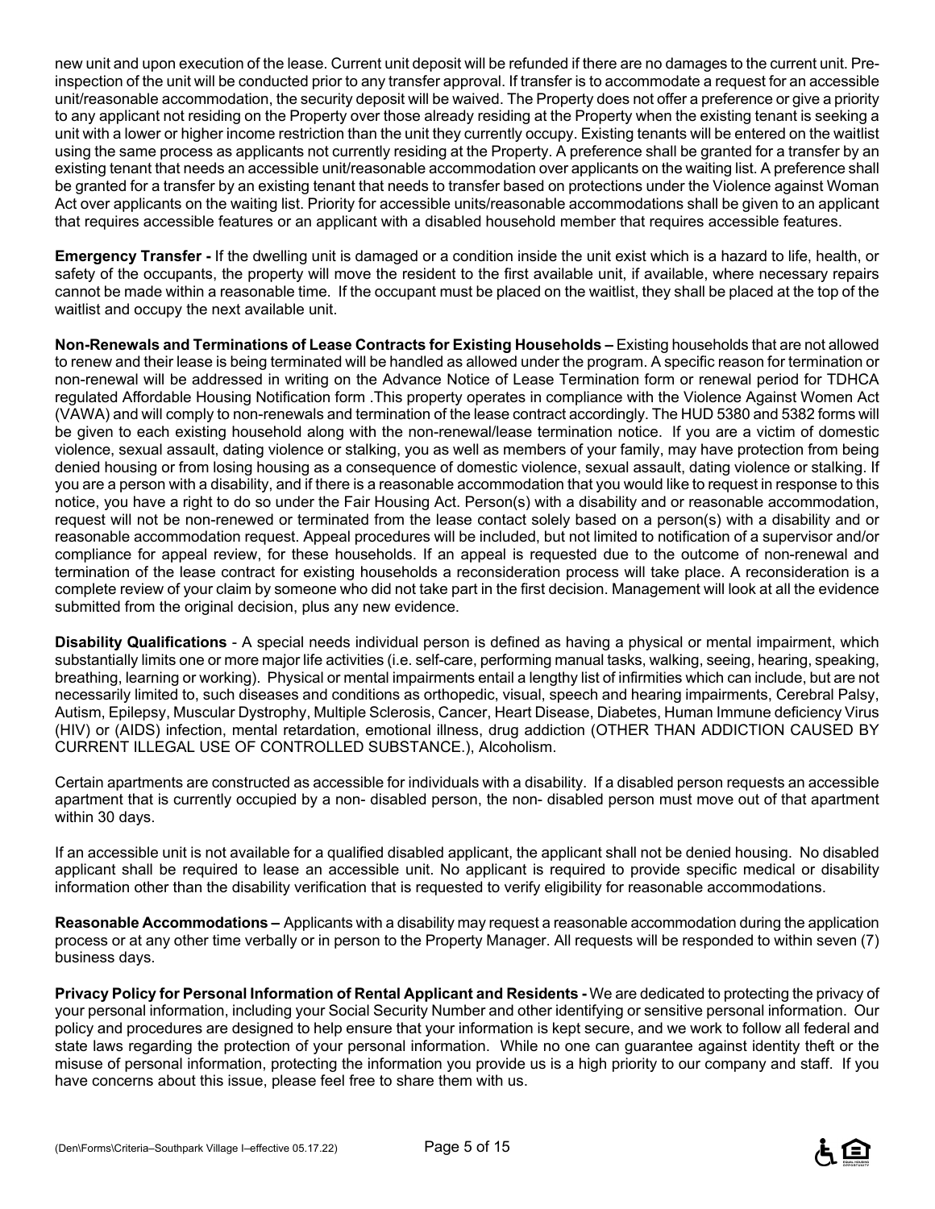new unit and upon execution of the lease. Current unit deposit will be refunded if there are no damages to the current unit. Pre-inspection of the unit will be conducted prior to any transfer approval. If transfer is to accommodate a request for an accessible unit/reasonable accommodation, the security deposit will be waived. The Property does not offer a preference or give a priority to any applicant not residing on the Property over those already residing at the Property when the existing tenant is seeking a unit with a lower or higher income restriction than the unit they currently occupy. Existing tenants will be entered on the waitlist using the same process as applicants not currently residing at the Property. A preference shall be granted for a transfer by an existing tenant that needs an accessible unit/reasonable accommodation over applicants on the waiting list. A preference shall be granted for a transfer by an existing tenant that needs to transfer based on protections under the Violence against Woman Act over applicants on the waiting list. Priority for accessible units/reasonable accommodations shall be given to an applicant that requires accessible features or an applicant with a disabled household member that requires accessible features.

**Emergency Transfer -** If the dwelling unit is damaged or a condition inside the unit exist which is a hazard to life, health, or safety of the occupants, the property will move the resident to the first available unit, if available, where necessary repairs cannot be made within a reasonable time. If the occupant must be placed on the waitlist, they shall be placed at the top of the waitlist and occupy the next available unit.

**Non-Renewals and Terminations of Lease Contracts for Existing Households –** Existing households that are not allowed to renew and their lease is being terminated will be handled as allowed under the program. A specific reason for termination or non-renewal will be addressed in writing on the Advance Notice of Lease Termination form or renewal period for TDHCA regulated Affordable Housing Notification form .This property operates in compliance with the Violence Against Women Act (VAWA) and will comply to non-renewals and termination of the lease contract accordingly. The HUD 5380 and 5382 forms will be given to each existing household along with the non-renewal/lease termination notice. If you are a victim of domestic violence, sexual assault, dating violence or stalking, you as well as members of your family, may have protection from being denied housing or from losing housing as a consequence of domestic violence, sexual assault, dating violence or stalking. If you are a person with a disability, and if there is a reasonable accommodation that you would like to request in response to this notice, you have a right to do so under the Fair Housing Act. Person(s) with a disability and or reasonable accommodation, request will not be non-renewed or terminated from the lease contact solely based on a person(s) with a disability and or reasonable accommodation request. Appeal procedures will be included, but not limited to notification of a supervisor and/or compliance for appeal review, for these households. If an appeal is requested due to the outcome of non-renewal and termination of the lease contract for existing households a reconsideration process will take place. A reconsideration is a complete review of your claim by someone who did not take part in the first decision. Management will look at all the evidence submitted from the original decision, plus any new evidence.

**Disability Qualifications** - A special needs individual person is defined as having a physical or mental impairment, which substantially limits one or more major life activities (i.e. self-care, performing manual tasks, walking, seeing, hearing, speaking, breathing, learning or working). Physical or mental impairments entail a lengthy list of infirmities which can include, but are not necessarily limited to, such diseases and conditions as orthopedic, visual, speech and hearing impairments, Cerebral Palsy, Autism, Epilepsy, Muscular Dystrophy, Multiple Sclerosis, Cancer, Heart Disease, Diabetes, Human Immune deficiency Virus (HIV) or (AIDS) infection, mental retardation, emotional illness, drug addiction (OTHER THAN ADDICTION CAUSED BY CURRENT ILLEGAL USE OF CONTROLLED SUBSTANCE.), Alcoholism.

Certain apartments are constructed as accessible for individuals with a disability. If a disabled person requests an accessible apartment that is currently occupied by a non- disabled person, the non- disabled person must move out of that apartment within 30 days.

If an accessible unit is not available for a qualified disabled applicant, the applicant shall not be denied housing. No disabled applicant shall be required to lease an accessible unit. No applicant is required to provide specific medical or disability information other than the disability verification that is requested to verify eligibility for reasonable accommodations.

**Reasonable Accommodations –** Applicants with a disability may request a reasonable accommodation during the application process or at any other time verbally or in person to the Property Manager. All requests will be responded to within seven (7) business days.

**Privacy Policy for Personal Information of Rental Applicant and Residents -** We are dedicated to protecting the privacy of your personal information, including your Social Security Number and other identifying or sensitive personal information. Our policy and procedures are designed to help ensure that your information is kept secure, and we work to follow all federal and state laws regarding the protection of your personal information. While no one can guarantee against identity theft or the misuse of personal information, protecting the information you provide us is a high priority to our company and staff. If you have concerns about this issue, please feel free to share them with us.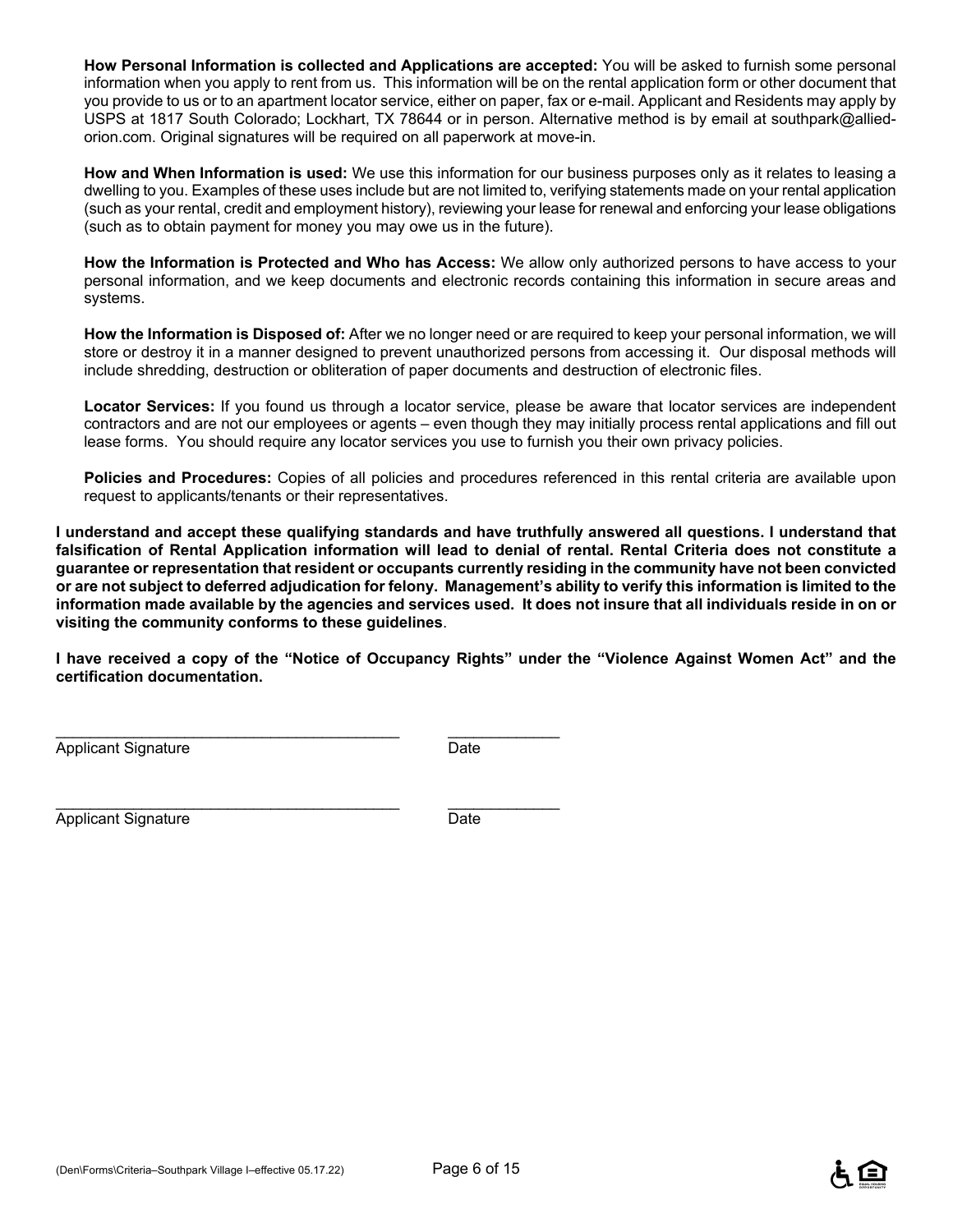**How Personal Information is collected and Applications are accepted:** You will be asked to furnish some personal information when you apply to rent from us. This information will be on the rental application form or other document that you provide to us or to an apartment locator service, either on paper, fax or e-mail. Applicant and Residents may apply by USPS at 1817 South Colorado; Lockhart, TX 78644 or in person. Alternative method is by email at southpark@allied-orion.com. Original signatures will be required on all paperwork at move-in.

**How and When Information is used:** We use this information for our business purposes only as it relates to leasing a dwelling to you. Examples of these uses include but are not limited to, verifying statements made on your rental application (such as your rental, credit and employment history), reviewing your lease for renewal and enforcing your lease obligations (such as to obtain payment for money you may owe us in the future).

**How the Information is Protected and Who has Access:** We allow only authorized persons to have access to your personal information, and we keep documents and electronic records containing this information in secure areas and systems.

**How the Information is Disposed of:** After we no longer need or are required to keep your personal information, we will store or destroy it in a manner designed to prevent unauthorized persons from accessing it. Our disposal methods will include shredding, destruction or obliteration of paper documents and destruction of electronic files.

**Locator Services:** If you found us through a locator service, please be aware that locator services are independent contractors and are not our employees or agents – even though they may initially process rental applications and fill out lease forms. You should require any locator services you use to furnish you their own privacy policies.

**Policies and Procedures:** Copies of all policies and procedures referenced in this rental criteria are available upon request to applicants/tenants or their representatives.

**I understand and accept these qualifying standards and have truthfully answered all questions. I understand that falsification of Rental Application information will lead to denial of rental. Rental Criteria does not constitute a guarantee or representation that resident or occupants currently residing in the community have not been convicted or are not subject to deferred adjudication for felony. Management's ability to verify this information is limited to the information made available by the agencies and services used. It does not insure that all individuals reside in on or visiting the community conforms to these guidelines**.

**I have received a copy of the "Notice of Occupancy Rights" under the "Violence Against Women Act" and the certification documentation.**

\_\_\_\_\_\_\_\_\_\_\_\_\_\_\_\_\_\_\_\_\_\_\_\_\_\_\_\_\_\_\_\_\_\_\_\_\_\_\_ \_\_\_\_\_\_\_\_\_\_\_\_\_
Applicant Signature Date

\_\_\_\_\_\_\_\_\_\_\_\_\_\_\_\_\_\_\_\_\_\_\_\_\_\_\_\_\_\_\_\_\_\_\_\_\_\_\_ \_\_\_\_\_\_\_\_\_\_\_\_\_
Applicant Signature Date

(Den\Forms\Criteria–Southpark Village I–effective 05.17.22)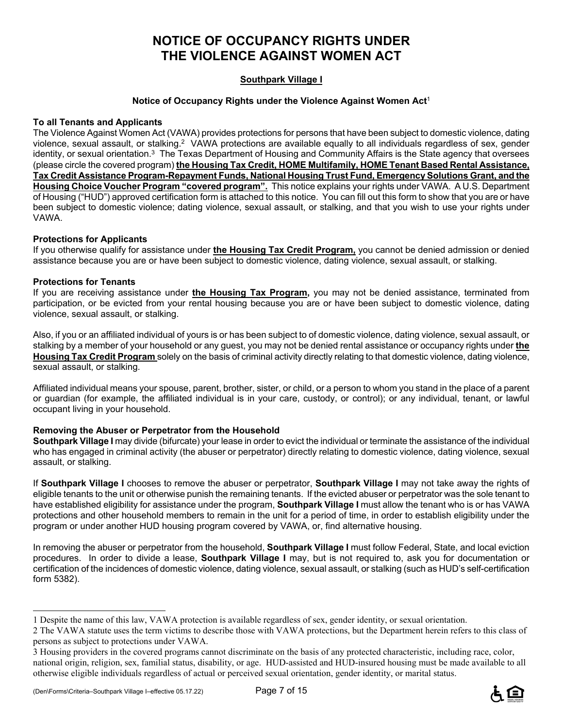# NOTICE OF OCCUPANCY RIGHTS UNDER THE VIOLENCE AGAINST WOMEN ACT

**Southpark Village I**

**Notice of Occupancy Rights under the Violence Against Women Act**[1]

**To all Tenants and Applicants**

The Violence Against Women Act (VAWA) provides protections for persons that have been subject to domestic violence, dating violence, sexual assault, or stalking.[2] VAWA protections are available equally to all individuals regardless of sex, gender identity, or sexual orientation.[3] The Texas Department of Housing and Community Affairs is the State agency that oversees (please circle the covered program) **the Housing Tax Credit, HOME Multifamily, HOME Tenant Based Rental Assistance, Tax Credit Assistance Program-Repayment Funds, National Housing Trust Fund, Emergency Solutions Grant, and the Housing Choice Voucher Program "covered program".** This notice explains your rights under VAWA. A U.S. Department of Housing ("HUD") approved certification form is attached to this notice. You can fill out this form to show that you are or have been subject to domestic violence; dating violence, sexual assault, or stalking, and that you wish to use your rights under VAWA.

**Protections for Applicants**

If you otherwise qualify for assistance under **the Housing Tax Credit Program,** you cannot be denied admission or denied assistance because you are or have been subject to domestic violence, dating violence, sexual assault, or stalking.

**Protections for Tenants**

If you are receiving assistance under **the Housing Tax Program,** you may not be denied assistance, terminated from participation, or be evicted from your rental housing because you are or have been subject to domestic violence, dating violence, sexual assault, or stalking.

Also, if you or an affiliated individual of yours is or has been subject to of domestic violence, dating violence, sexual assault, or stalking by a member of your household or any guest, you may not be denied rental assistance or occupancy rights under **the Housing Tax Credit Program** solely on the basis of criminal activity directly relating to that domestic violence, dating violence, sexual assault, or stalking.

Affiliated individual means your spouse, parent, brother, sister, or child, or a person to whom you stand in the place of a parent or guardian (for example, the affiliated individual is in your care, custody, or control); or any individual, tenant, or lawful occupant living in your household.

**Removing the Abuser or Perpetrator from the Household**

**Southpark Village I** may divide (bifurcate) your lease in order to evict the individual or terminate the assistance of the individual who has engaged in criminal activity (the abuser or perpetrator) directly relating to domestic violence, dating violence, sexual assault, or stalking.

If **Southpark Village I** chooses to remove the abuser or perpetrator, **Southpark Village I** may not take away the rights of eligible tenants to the unit or otherwise punish the remaining tenants. If the evicted abuser or perpetrator was the sole tenant to have established eligibility for assistance under the program, **Southpark Village I** must allow the tenant who is or has VAWA protections and other household members to remain in the unit for a period of time, in order to establish eligibility under the program or under another HUD housing program covered by VAWA, or, find alternative housing.

In removing the abuser or perpetrator from the household, **Southpark Village I** must follow Federal, State, and local eviction procedures. In order to divide a lease, **Southpark Village I** may, but is not required to, ask you for documentation or certification of the incidences of domestic violence, dating violence, sexual assault, or stalking (such as HUD's self-certification form 5382).

---

1 Despite the name of this law, VAWA protection is available regardless of sex, gender identity, or sexual orientation.

2 The VAWA statute uses the term victims to describe those with VAWA protections, but the Department herein refers to this class of persons as subject to protections under VAWA.

3 Housing providers in the covered programs cannot discriminate on the basis of any protected characteristic, including race, color, national origin, religion, sex, familial status, disability, or age. HUD-assisted and HUD-insured housing must be made available to all otherwise eligible individuals regardless of actual or perceived sexual orientation, gender identity, or marital status.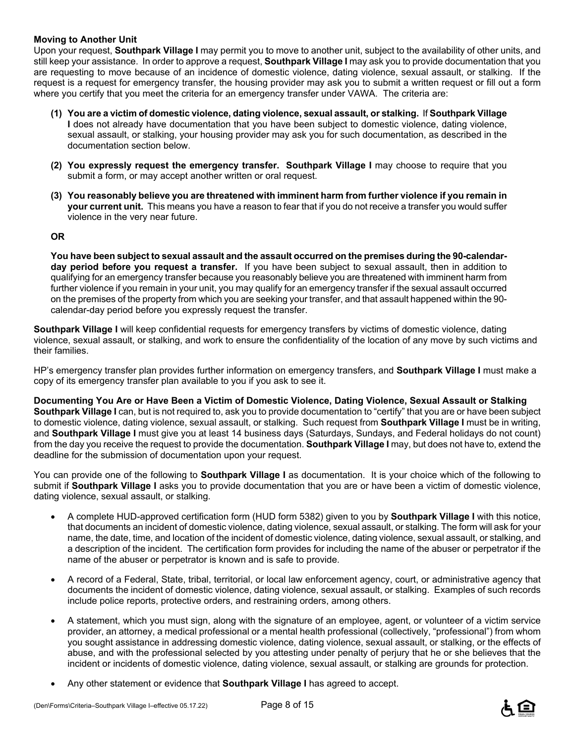**Moving to Another Unit**

Upon your request, **Southpark Village I** may permit you to move to another unit, subject to the availability of other units, and still keep your assistance. In order to approve a request, **Southpark Village I** may ask you to provide documentation that you are requesting to move because of an incidence of domestic violence, dating violence, sexual assault, or stalking. If the request is a request for emergency transfer, the housing provider may ask you to submit a written request or fill out a form where you certify that you meet the criteria for an emergency transfer under VAWA. The criteria are:

**(1) You are a victim of domestic violence, dating violence, sexual assault, or stalking.** If **Southpark Village I** does not already have documentation that you have been subject to domestic violence, dating violence, sexual assault, or stalking, your housing provider may ask you for such documentation, as described in the documentation section below.

**(2) You expressly request the emergency transfer. Southpark Village I** may choose to require that you submit a form, or may accept another written or oral request.

**(3) You reasonably believe you are threatened with imminent harm from further violence if you remain in your current unit.** This means you have a reason to fear that if you do not receive a transfer you would suffer violence in the very near future.

**OR**

**You have been subject to sexual assault and the assault occurred on the premises during the 90-calendar-day period before you request a transfer.** If you have been subject to sexual assault, then in addition to qualifying for an emergency transfer because you reasonably believe you are threatened with imminent harm from further violence if you remain in your unit, you may qualify for an emergency transfer if the sexual assault occurred on the premises of the property from which you are seeking your transfer, and that assault happened within the 90-calendar-day period before you expressly request the transfer.

**Southpark Village I** will keep confidential requests for emergency transfers by victims of domestic violence, dating violence, sexual assault, or stalking, and work to ensure the confidentiality of the location of any move by such victims and their families.

HP's emergency transfer plan provides further information on emergency transfers, and **Southpark Village I** must make a copy of its emergency transfer plan available to you if you ask to see it.

**Documenting You Are or Have Been a Victim of Domestic Violence, Dating Violence, Sexual Assault or Stalking**

**Southpark Village I** can, but is not required to, ask you to provide documentation to "certify" that you are or have been subject to domestic violence, dating violence, sexual assault, or stalking. Such request from **Southpark Village I** must be in writing, and **Southpark Village I** must give you at least 14 business days (Saturdays, Sundays, and Federal holidays do not count) from the day you receive the request to provide the documentation. **Southpark Village I** may, but does not have to, extend the deadline for the submission of documentation upon your request.

You can provide one of the following to **Southpark Village I** as documentation. It is your choice which of the following to submit if **Southpark Village I** asks you to provide documentation that you are or have been a victim of domestic violence, dating violence, sexual assault, or stalking.

- A complete HUD-approved certification form (HUD form 5382) given to you by **Southpark Village I** with this notice, that documents an incident of domestic violence, dating violence, sexual assault, or stalking. The form will ask for your name, the date, time, and location of the incident of domestic violence, dating violence, sexual assault, or stalking, and a description of the incident. The certification form provides for including the name of the abuser or perpetrator if the name of the abuser or perpetrator is known and is safe to provide.

- A record of a Federal, State, tribal, territorial, or local law enforcement agency, court, or administrative agency that documents the incident of domestic violence, dating violence, sexual assault, or stalking. Examples of such records include police reports, protective orders, and restraining orders, among others.

- A statement, which you must sign, along with the signature of an employee, agent, or volunteer of a victim service provider, an attorney, a medical professional or a mental health professional (collectively, "professional") from whom you sought assistance in addressing domestic violence, dating violence, sexual assault, or stalking, or the effects of abuse, and with the professional selected by you attesting under penalty of perjury that he or she believes that the incident or incidents of domestic violence, dating violence, sexual assault, or stalking are grounds for protection.

- Any other statement or evidence that **Southpark Village I** has agreed to accept.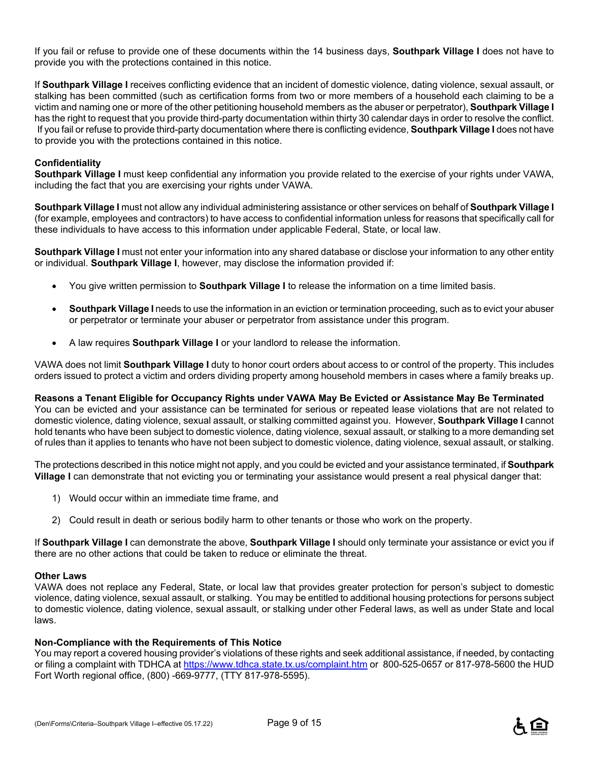If you fail or refuse to provide one of these documents within the 14 business days, **Southpark Village I** does not have to provide you with the protections contained in this notice.

If **Southpark Village I** receives conflicting evidence that an incident of domestic violence, dating violence, sexual assault, or stalking has been committed (such as certification forms from two or more members of a household each claiming to be a victim and naming one or more of the other petitioning household members as the abuser or perpetrator), **Southpark Village I** has the right to request that you provide third-party documentation within thirty 30 calendar days in order to resolve the conflict. If you fail or refuse to provide third-party documentation where there is conflicting evidence, **Southpark Village I** does not have to provide you with the protections contained in this notice.

**Confidentiality**

**Southpark Village I** must keep confidential any information you provide related to the exercise of your rights under VAWA, including the fact that you are exercising your rights under VAWA.

**Southpark Village I** must not allow any individual administering assistance or other services on behalf of **Southpark Village I** (for example, employees and contractors) to have access to confidential information unless for reasons that specifically call for these individuals to have access to this information under applicable Federal, State, or local law.

**Southpark Village I** must not enter your information into any shared database or disclose your information to any other entity or individual. **Southpark Village I**, however, may disclose the information provided if:

- You give written permission to **Southpark Village I** to release the information on a time limited basis.
- **Southpark Village I** needs to use the information in an eviction or termination proceeding, such as to evict your abuser or perpetrator or terminate your abuser or perpetrator from assistance under this program.
- A law requires **Southpark Village I** or your landlord to release the information.

VAWA does not limit **Southpark Village I** duty to honor court orders about access to or control of the property. This includes orders issued to protect a victim and orders dividing property among household members in cases where a family breaks up.

**Reasons a Tenant Eligible for Occupancy Rights under VAWA May Be Evicted or Assistance May Be Terminated**

You can be evicted and your assistance can be terminated for serious or repeated lease violations that are not related to domestic violence, dating violence, sexual assault, or stalking committed against you. However, **Southpark Village I** cannot hold tenants who have been subject to domestic violence, dating violence, sexual assault, or stalking to a more demanding set of rules than it applies to tenants who have not been subject to domestic violence, dating violence, sexual assault, or stalking.

The protections described in this notice might not apply, and you could be evicted and your assistance terminated, if **Southpark Village I** can demonstrate that not evicting you or terminating your assistance would present a real physical danger that:

1) Would occur within an immediate time frame, and
2) Could result in death or serious bodily harm to other tenants or those who work on the property.

If **Southpark Village I** can demonstrate the above, **Southpark Village I** should only terminate your assistance or evict you if there are no other actions that could be taken to reduce or eliminate the threat.

**Other Laws**

VAWA does not replace any Federal, State, or local law that provides greater protection for person's subject to domestic violence, dating violence, sexual assault, or stalking. You may be entitled to additional housing protections for persons subject to domestic violence, dating violence, sexual assault, or stalking under other Federal laws, as well as under State and local laws.

**Non-Compliance with the Requirements of This Notice**

You may report a covered housing provider's violations of these rights and seek additional assistance, if needed, by contacting or filing a complaint with TDHCA at [https://www.tdhca.state.tx.us/complaint.htm](https://www.tdhca.state.tx.us/complaint.htm) or 800-525-0657 or 817-978-5600 the HUD Fort Worth regional office, (800) -669-9777, (TTY 817-978-5595).

(Den\Forms\Criteria–Southpark Village I–effective 05.17.22)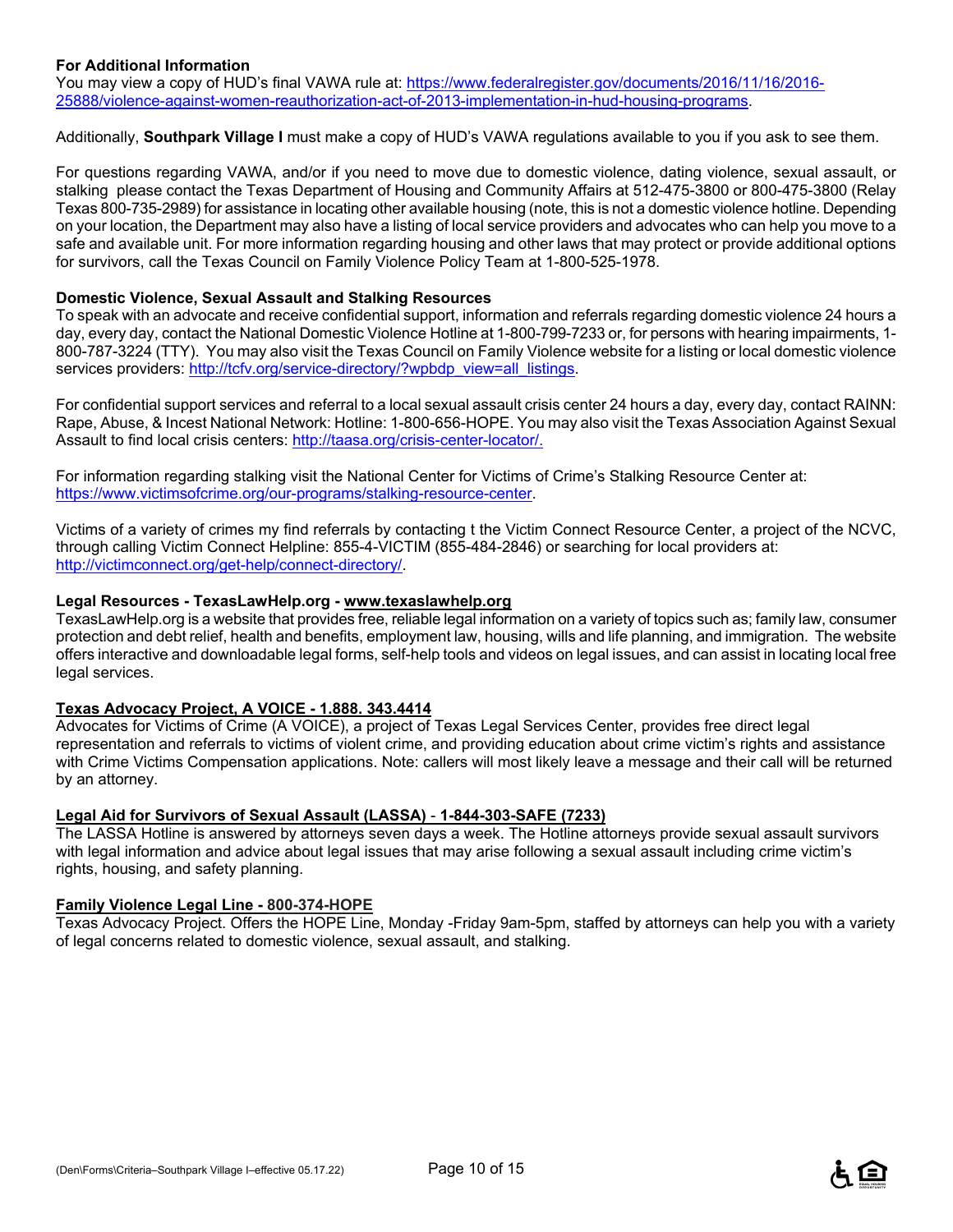**For Additional Information**

You may view a copy of HUD's final VAWA rule at: https://www.federalregister.gov/documents/2016/11/16/2016-25888/violence-against-women-reauthorization-act-of-2013-implementation-in-hud-housing-programs.

Additionally, **Southpark Village I** must make a copy of HUD's VAWA regulations available to you if you ask to see them.

For questions regarding VAWA, and/or if you need to move due to domestic violence, dating violence, sexual assault, or stalking please contact the Texas Department of Housing and Community Affairs at 512-475-3800 or 800-475-3800 (Relay Texas 800-735-2989) for assistance in locating other available housing (note, this is not a domestic violence hotline. Depending on your location, the Department may also have a listing of local service providers and advocates who can help you move to a safe and available unit. For more information regarding housing and other laws that may protect or provide additional options for survivors, call the Texas Council on Family Violence Policy Team at 1-800-525-1978.

**Domestic Violence, Sexual Assault and Stalking Resources**

To speak with an advocate and receive confidential support, information and referrals regarding domestic violence 24 hours a day, every day, contact the National Domestic Violence Hotline at 1-800-799-7233 or, for persons with hearing impairments, 1-800-787-3224 (TTY). You may also visit the Texas Council on Family Violence website for a listing or local domestic violence services providers: http://tcfv.org/service-directory/?wpbdp_view=all_listings.

For confidential support services and referral to a local sexual assault crisis center 24 hours a day, every day, contact RAINN: Rape, Abuse, & Incest National Network: Hotline: 1-800-656-HOPE. You may also visit the Texas Association Against Sexual Assault to find local crisis centers: http://taasa.org/crisis-center-locator/.

For information regarding stalking visit the National Center for Victims of Crime's Stalking Resource Center at: https://www.victimsofcrime.org/our-programs/stalking-resource-center.

Victims of a variety of crimes my find referrals by contacting t the Victim Connect Resource Center, a project of the NCVC, through calling Victim Connect Helpline: 855-4-VICTIM (855-484-2846) or searching for local providers at: http://victimconnect.org/get-help/connect-directory/.

**Legal Resources - TexasLawHelp.org - www.texaslawhelp.org**

TexasLawHelp.org is a website that provides free, reliable legal information on a variety of topics such as; family law, consumer protection and debt relief, health and benefits, employment law, housing, wills and life planning, and immigration. The website offers interactive and downloadable legal forms, self-help tools and videos on legal issues, and can assist in locating local free legal services.

**Texas Advocacy Project, A VOICE - 1.888. 343.4414**

Advocates for Victims of Crime (A VOICE), a project of Texas Legal Services Center, provides free direct legal representation and referrals to victims of violent crime, and providing education about crime victim's rights and assistance with Crime Victims Compensation applications. Note: callers will most likely leave a message and their call will be returned by an attorney.

**Legal Aid for Survivors of Sexual Assault (LASSA) - 1-844-303-SAFE (7233)**

The LASSA Hotline is answered by attorneys seven days a week. The Hotline attorneys provide sexual assault survivors with legal information and advice about legal issues that may arise following a sexual assault including crime victim's rights, housing, and safety planning.

**Family Violence Legal Line - 800-374-HOPE**

Texas Advocacy Project. Offers the HOPE Line, Monday -Friday 9am-5pm, staffed by attorneys can help you with a variety of legal concerns related to domestic violence, sexual assault, and stalking.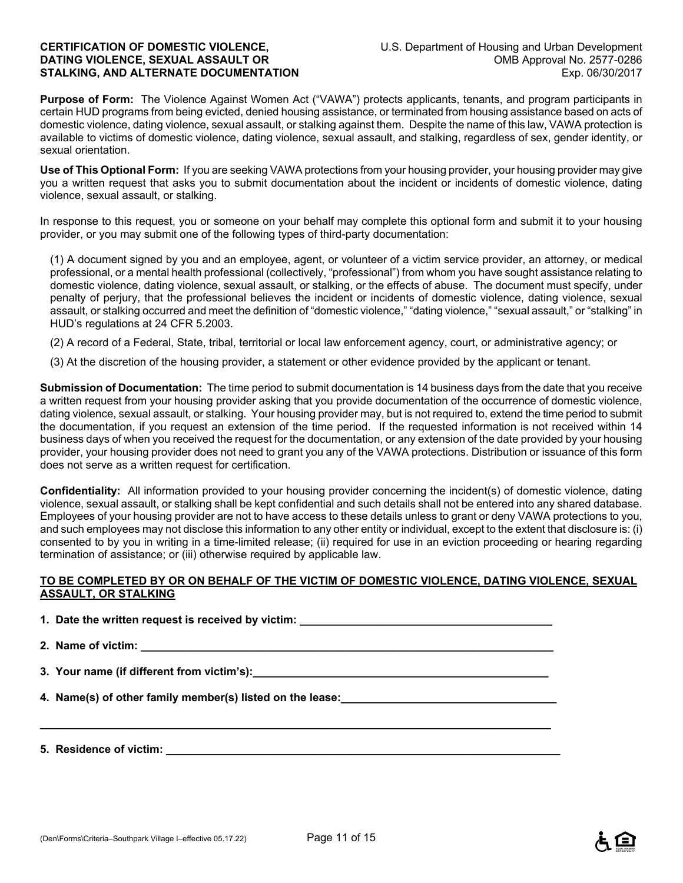**CERTIFICATION OF DOMESTIC VIOLENCE, DATING VIOLENCE, SEXUAL ASSAULT OR STALKING, AND ALTERNATE DOCUMENTATION**

U.S. Department of Housing and Urban Development
OMB Approval No. 2577-0286
Exp. 06/30/2017

**Purpose of Form:** The Violence Against Women Act ("VAWA") protects applicants, tenants, and program participants in certain HUD programs from being evicted, denied housing assistance, or terminated from housing assistance based on acts of domestic violence, dating violence, sexual assault, or stalking against them. Despite the name of this law, VAWA protection is available to victims of domestic violence, dating violence, sexual assault, and stalking, regardless of sex, gender identity, or sexual orientation.

**Use of This Optional Form:** If you are seeking VAWA protections from your housing provider, your housing provider may give you a written request that asks you to submit documentation about the incident or incidents of domestic violence, dating violence, sexual assault, or stalking.

In response to this request, you or someone on your behalf may complete this optional form and submit it to your housing provider, or you may submit one of the following types of third-party documentation:

(1) A document signed by you and an employee, agent, or volunteer of a victim service provider, an attorney, or medical professional, or a mental health professional (collectively, "professional") from whom you have sought assistance relating to domestic violence, dating violence, sexual assault, or stalking, or the effects of abuse. The document must specify, under penalty of perjury, that the professional believes the incident or incidents of domestic violence, dating violence, sexual assault, or stalking occurred and meet the definition of "domestic violence," "dating violence," "sexual assault," or "stalking" in HUD's regulations at 24 CFR 5.2003.

(2) A record of a Federal, State, tribal, territorial or local law enforcement agency, court, or administrative agency; or

(3) At the discretion of the housing provider, a statement or other evidence provided by the applicant or tenant.

**Submission of Documentation:** The time period to submit documentation is 14 business days from the date that you receive a written request from your housing provider asking that you provide documentation of the occurrence of domestic violence, dating violence, sexual assault, or stalking. Your housing provider may, but is not required to, extend the time period to submit the documentation, if you request an extension of the time period. If the requested information is not received within 14 business days of when you received the request for the documentation, or any extension of the date provided by your housing provider, your housing provider does not need to grant you any of the VAWA protections. Distribution or issuance of this form does not serve as a written request for certification.

**Confidentiality:** All information provided to your housing provider concerning the incident(s) of domestic violence, dating violence, sexual assault, or stalking shall be kept confidential and such details shall not be entered into any shared database. Employees of your housing provider are not to have access to these details unless to grant or deny VAWA protections to you, and such employees may not disclose this information to any other entity or individual, except to the extent that disclosure is: (i) consented to by you in writing in a time-limited release; (ii) required for use in an eviction proceeding or hearing regarding termination of assistance; or (iii) otherwise required by applicable law.

**TO BE COMPLETED BY OR ON BEHALF OF THE VICTIM OF DOMESTIC VIOLENCE, DATING VIOLENCE, SEXUAL ASSAULT, OR STALKING**

**1. Date the written request is received by victim:** ________________________________________

**2. Name of victim:** ________________________________________________________________

**3. Your name (if different from victim's):** ______________________________________________

**4. Name(s) of other family member(s) listed on the lease:** _________________________________

________________________________________________________________________________

**5. Residence of victim:** ____________________________________________________________

(Den\Forms\Criteria–Southpark Village I–effective 05.17.22)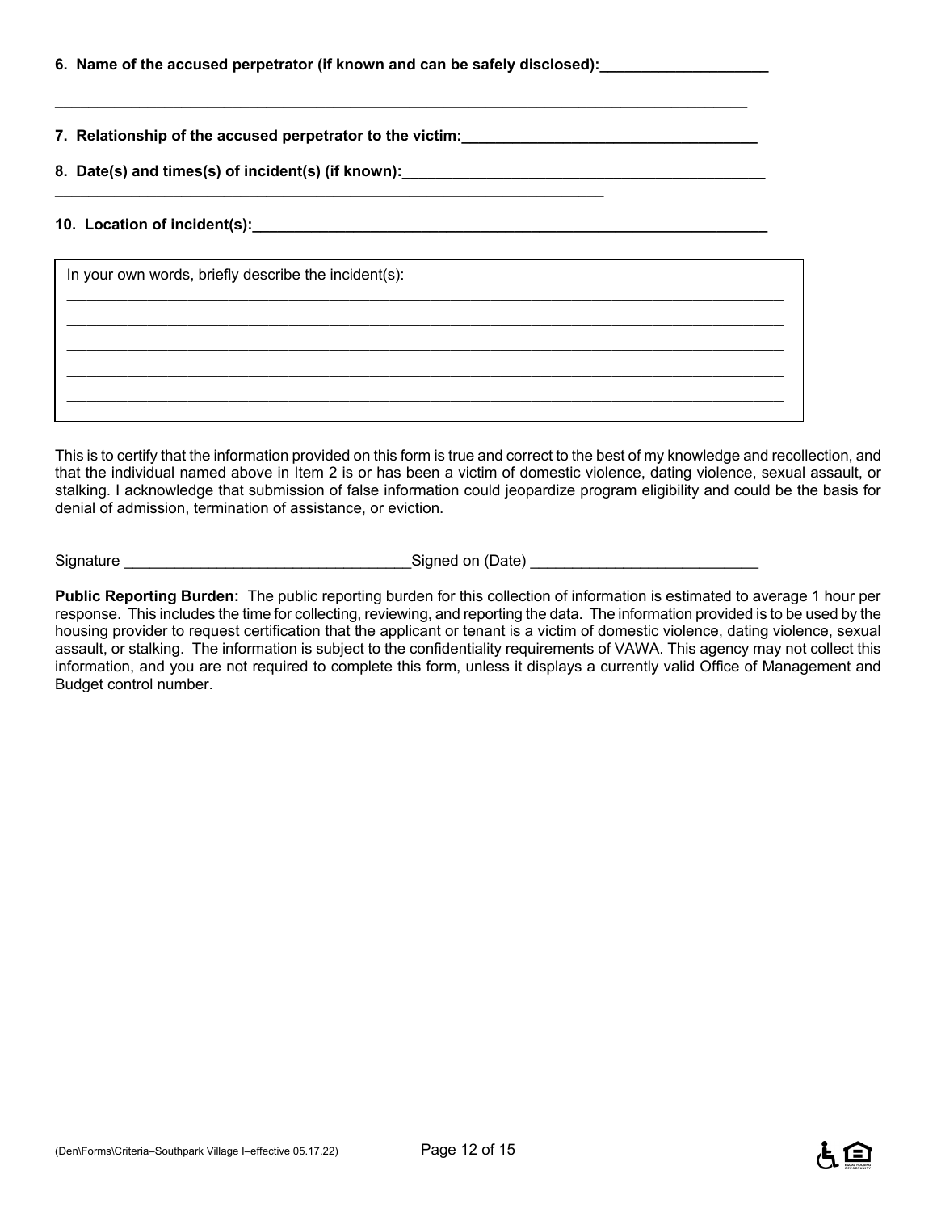**6. Name of the accused perpetrator (if known and can be safely disclosed):____________________**

**______________________________________________________________________________________**

**7. Relationship of the accused perpetrator to the victim:___________________________________**

**8. Date(s) and times(s) of incident(s) (if known):____________________________________________**

**____________________________________________________________________**

**10. Location of incident(s):_____________________________________________________________**

In your own words, briefly describe the incident(s):
________________________________________________________________________________________
________________________________________________________________________________________
________________________________________________________________________________________
________________________________________________________________________________________
________________________________________________________________________________________

This is to certify that the information provided on this form is true and correct to the best of my knowledge and recollection, and that the individual named above in Item 2 is or has been a victim of domestic violence, dating violence, sexual assault, or stalking. I acknowledge that submission of false information could jeopardize program eligibility and could be the basis for denial of admission, termination of assistance, or eviction.

Signature _________________________________Signed on (Date) ___________________________

**Public Reporting Burden:** The public reporting burden for this collection of information is estimated to average 1 hour per response. This includes the time for collecting, reviewing, and reporting the data. The information provided is to be used by the housing provider to request certification that the applicant or tenant is a victim of domestic violence, dating violence, sexual assault, or stalking. The information is subject to the confidentiality requirements of VAWA. This agency may not collect this information, and you are not required to complete this form, unless it displays a currently valid Office of Management and Budget control number.

(Den\Forms\Criteria–Southpark Village I–effective 05.17.22)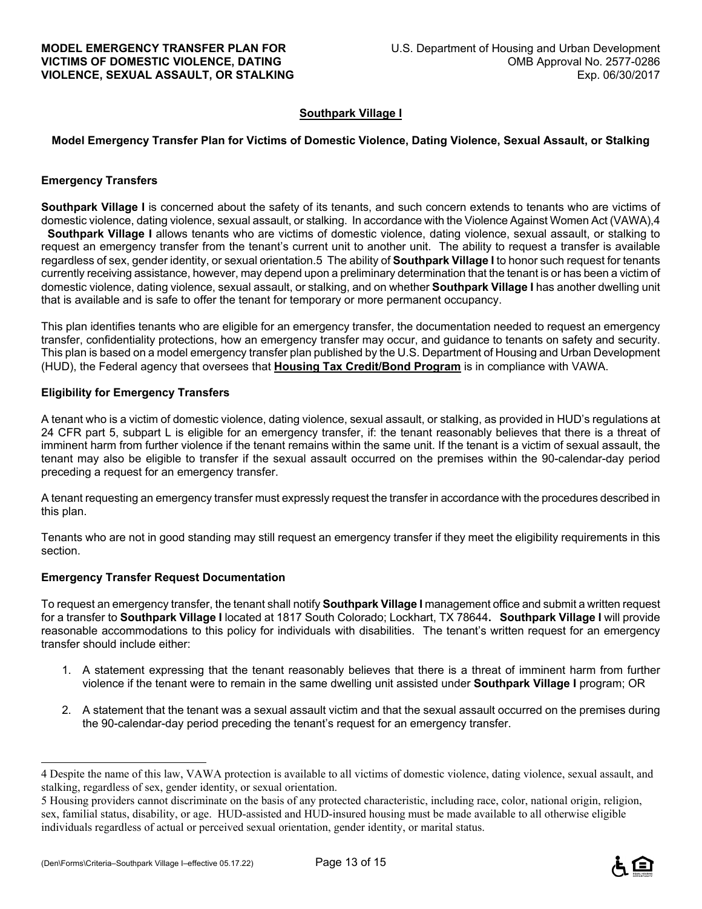**Southpark Village I**

**Model Emergency Transfer Plan for Victims of Domestic Violence, Dating Violence, Sexual Assault, or Stalking**

## Emergency Transfers

**Southpark Village I** is concerned about the safety of its tenants, and such concern extends to tenants who are victims of domestic violence, dating violence, sexual assault, or stalking. In accordance with the Violence Against Women Act (VAWA),[4] **Southpark Village I** allows tenants who are victims of domestic violence, dating violence, sexual assault, or stalking to request an emergency transfer from the tenant's current unit to another unit. The ability to request a transfer is available regardless of sex, gender identity, or sexual orientation.[5] The ability of **Southpark Village I** to honor such request for tenants currently receiving assistance, however, may depend upon a preliminary determination that the tenant is or has been a victim of domestic violence, dating violence, sexual assault, or stalking, and on whether **Southpark Village I** has another dwelling unit that is available and is safe to offer the tenant for temporary or more permanent occupancy.

This plan identifies tenants who are eligible for an emergency transfer, the documentation needed to request an emergency transfer, confidentiality protections, how an emergency transfer may occur, and guidance to tenants on safety and security. This plan is based on a model emergency transfer plan published by the U.S. Department of Housing and Urban Development (HUD), the Federal agency that oversees that **Housing Tax Credit/Bond Program** is in compliance with VAWA.

## Eligibility for Emergency Transfers

A tenant who is a victim of domestic violence, dating violence, sexual assault, or stalking, as provided in HUD's regulations at 24 CFR part 5, subpart L is eligible for an emergency transfer, if: the tenant reasonably believes that there is a threat of imminent harm from further violence if the tenant remains within the same unit. If the tenant is a victim of sexual assault, the tenant may also be eligible to transfer if the sexual assault occurred on the premises within the 90-calendar-day period preceding a request for an emergency transfer.

A tenant requesting an emergency transfer must expressly request the transfer in accordance with the procedures described in this plan.

Tenants who are not in good standing may still request an emergency transfer if they meet the eligibility requirements in this section.

## Emergency Transfer Request Documentation

To request an emergency transfer, the tenant shall notify **Southpark Village I** management office and submit a written request for a transfer to **Southpark Village I** located at 1817 South Colorado; Lockhart, TX 78644. **Southpark Village I** will provide reasonable accommodations to this policy for individuals with disabilities. The tenant's written request for an emergency transfer should include either:

1. A statement expressing that the tenant reasonably believes that there is a threat of imminent harm from further violence if the tenant were to remain in the same dwelling unit assisted under **Southpark Village I** program; OR
2. A statement that the tenant was a sexual assault victim and that the sexual assault occurred on the premises during the 90-calendar-day period preceding the tenant's request for an emergency transfer.

---

[4] Despite the name of this law, VAWA protection is available to all victims of domestic violence, dating violence, sexual assault, and stalking, regardless of sex, gender identity, or sexual orientation.

[5] Housing providers cannot discriminate on the basis of any protected characteristic, including race, color, national origin, religion, sex, familial status, disability, or age. HUD-assisted and HUD-insured housing must be made available to all otherwise eligible individuals regardless of actual or perceived sexual orientation, gender identity, or marital status.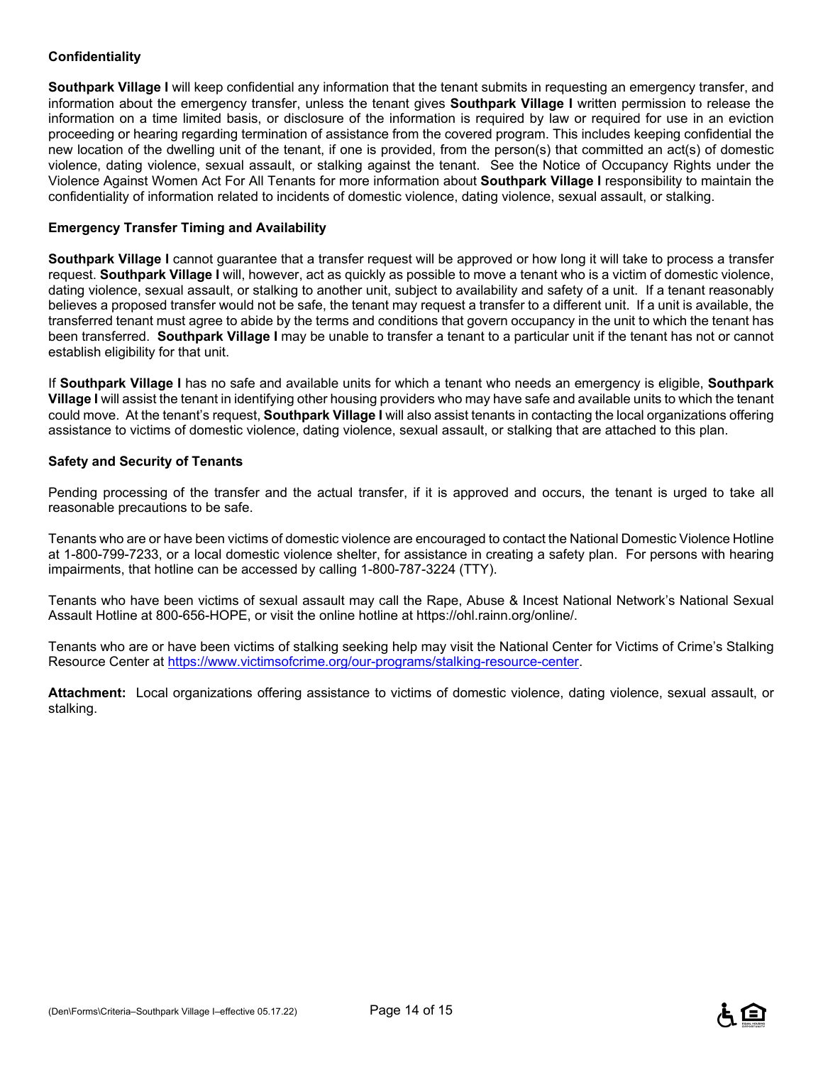**Confidentiality**

**Southpark Village I** will keep confidential any information that the tenant submits in requesting an emergency transfer, and information about the emergency transfer, unless the tenant gives **Southpark Village I** written permission to release the information on a time limited basis, or disclosure of the information is required by law or required for use in an eviction proceeding or hearing regarding termination of assistance from the covered program. This includes keeping confidential the new location of the dwelling unit of the tenant, if one is provided, from the person(s) that committed an act(s) of domestic violence, dating violence, sexual assault, or stalking against the tenant. See the Notice of Occupancy Rights under the Violence Against Women Act For All Tenants for more information about **Southpark Village I** responsibility to maintain the confidentiality of information related to incidents of domestic violence, dating violence, sexual assault, or stalking.

**Emergency Transfer Timing and Availability**

**Southpark Village I** cannot guarantee that a transfer request will be approved or how long it will take to process a transfer request. **Southpark Village I** will, however, act as quickly as possible to move a tenant who is a victim of domestic violence, dating violence, sexual assault, or stalking to another unit, subject to availability and safety of a unit. If a tenant reasonably believes a proposed transfer would not be safe, the tenant may request a transfer to a different unit. If a unit is available, the transferred tenant must agree to abide by the terms and conditions that govern occupancy in the unit to which the tenant has been transferred. **Southpark Village I** may be unable to transfer a tenant to a particular unit if the tenant has not or cannot establish eligibility for that unit.

If **Southpark Village I** has no safe and available units for which a tenant who needs an emergency is eligible, **Southpark Village I** will assist the tenant in identifying other housing providers who may have safe and available units to which the tenant could move. At the tenant's request, **Southpark Village I** will also assist tenants in contacting the local organizations offering assistance to victims of domestic violence, dating violence, sexual assault, or stalking that are attached to this plan.

**Safety and Security of Tenants**

Pending processing of the transfer and the actual transfer, if it is approved and occurs, the tenant is urged to take all reasonable precautions to be safe.

Tenants who are or have been victims of domestic violence are encouraged to contact the National Domestic Violence Hotline at 1-800-799-7233, or a local domestic violence shelter, for assistance in creating a safety plan. For persons with hearing impairments, that hotline can be accessed by calling 1-800-787-3224 (TTY).

Tenants who have been victims of sexual assault may call the Rape, Abuse & Incest National Network's National Sexual Assault Hotline at 800-656-HOPE, or visit the online hotline at https://ohl.rainn.org/online/.

Tenants who are or have been victims of stalking seeking help may visit the National Center for Victims of Crime's Stalking Resource Center at https://www.victimsofcrime.org/our-programs/stalking-resource-center.

**Attachment:** Local organizations offering assistance to victims of domestic violence, dating violence, sexual assault, or stalking.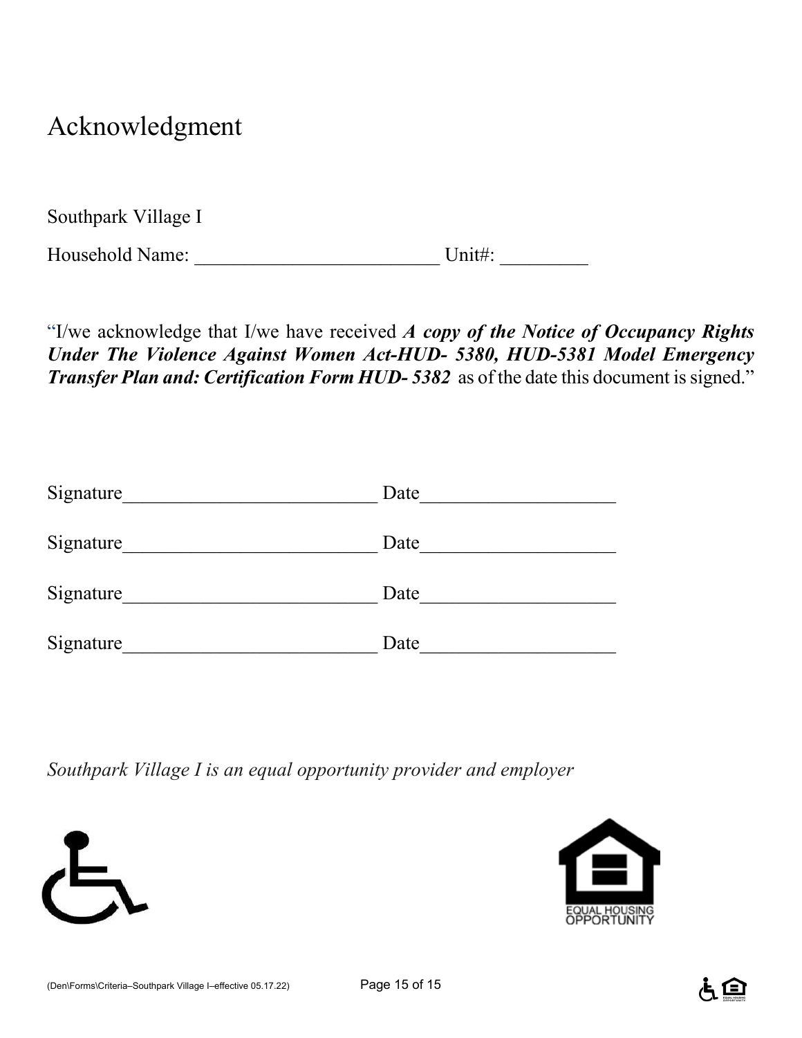# Acknowledgment

Southpark Village I

Household Name: _________________________ Unit#: _________

"I/we acknowledge that I/we have received ***A copy of the Notice of Occupancy Rights Under The Violence Against Women Act-HUD- 5380, HUD-5381 Model Emergency Transfer Plan and: Certification Form HUD- 5382*** as of the date this document is signed."

Signature__________________________ Date___________________

Signature__________________________ Date___________________

Signature__________________________ Date___________________

Signature__________________________ Date___________________

*Southpark Village I is an equal opportunity provider and employer*

EQUAL HOUSING OPPORTUNITY

(Den\Forms\Criteria–Southpark Village I–effective 05.17.22)